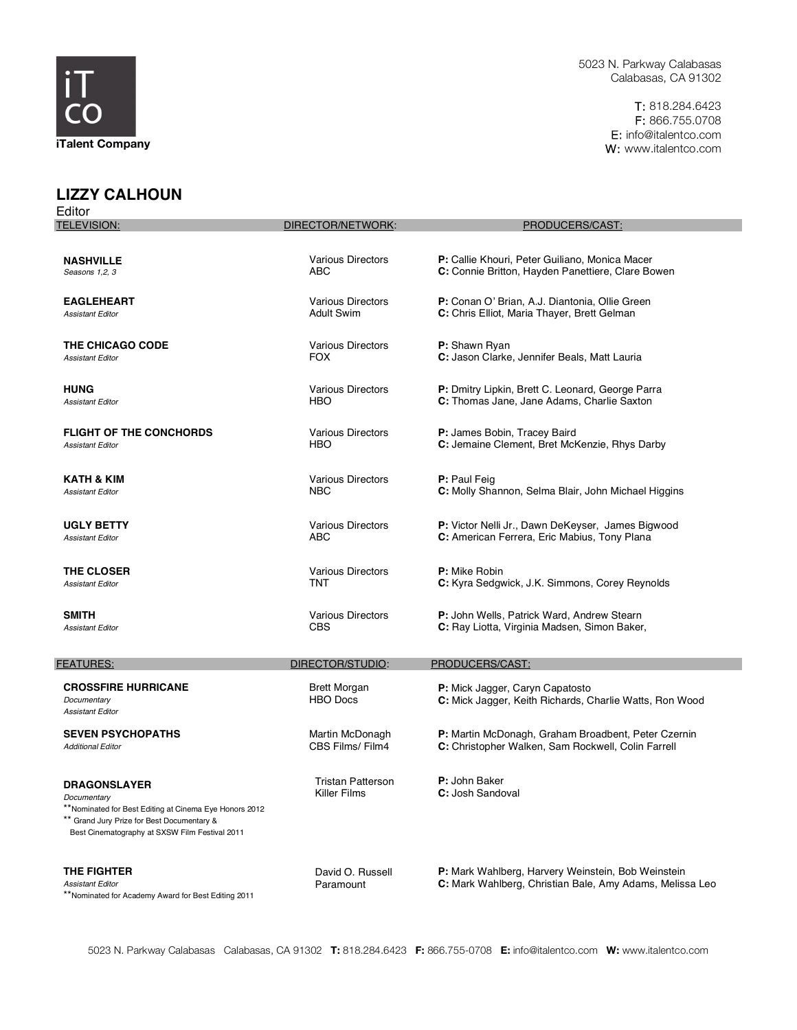iT
CO
**iTalent Company**

5023 N. Parkway Calabasas
Calabasas, CA 91302

T: 818.284.6423
F: 866.755.0708
E: info@italentco.com
W: www.italentco.com

## LIZZY CALHOUN

Editor

| TELEVISION: | DIRECTOR/NETWORK: | PRODUCERS/CAST: |
|---|---|---|
| **NASHVILLE**<br>*Seasons 1,2, 3* | Various Directors<br>ABC | **P:** Callie Khouri, Peter Guiliano, Monica Macer<br>**C:** Connie Britton, Hayden Panettiere, Clare Bowen |
| **EAGLEHEART**<br>*Assistant Editor* | Various Directors<br>Adult Swim | **P:** Conan O' Brian, A.J. Diantonia, Ollie Green<br>**C:** Chris Elliot, Maria Thayer, Brett Gelman |
| **THE CHICAGO CODE**<br>*Assistant Editor* | Various Directors<br>FOX | **P:** Shawn Ryan<br>**C:** Jason Clarke, Jennifer Beals, Matt Lauria |
| **HUNG**<br>*Assistant Editor* | Various Directors<br>HBO | **P:** Dmitry Lipkin, Brett C. Leonard, George Parra<br>**C:** Thomas Jane, Jane Adams, Charlie Saxton |
| **FLIGHT OF THE CONCHORDS**<br>*Assistant Editor* | Various Directors<br>HBO | **P:** James Bobin, Tracey Baird<br>**C:** Jemaine Clement, Bret McKenzie, Rhys Darby |
| **KATH & KIM**<br>*Assistant Editor* | Various Directors<br>NBC | **P:** Paul Feig<br>**C:** Molly Shannon, Selma Blair, John Michael Higgins |
| **UGLY BETTY**<br>*Assistant Editor* | Various Directors<br>ABC | **P:** Victor Nelli Jr., Dawn DeKeyser, James Bigwood<br>**C:** American Ferrera, Eric Mabius, Tony Plana |
| **THE CLOSER**<br>*Assistant Editor* | Various Directors<br>TNT | **P:** Mike Robin<br>**C:** Kyra Sedgwick, J.K. Simmons, Corey Reynolds |
| **SMITH**<br>*Assistant Editor* | Various Directors<br>CBS | **P:** John Wells, Patrick Ward, Andrew Stearn<br>**C:** Ray Liotta, Virginia Madsen, Simon Baker, |

| FEATURES: | DIRECTOR/STUDIO: | PRODUCERS/CAST: |
|---|---|---|
| **CROSSFIRE HURRICANE**<br>*Documentary*<br>*Assistant Editor* | Brett Morgan<br>HBO Docs | **P:** Mick Jagger, Caryn Capatosto<br>**C:** Mick Jagger, Keith Richards, Charlie Watts, Ron Wood |
| **SEVEN PSYCHOPATHS**<br>*Additional Editor* | Martin McDonagh<br>CBS Films/ Film4 | **P:** Martin McDonagh, Graham Broadbent, Peter Czernin<br>**C:** Christopher Walken, Sam Rockwell, Colin Farrell |
| **DRAGONSLAYER**<br>*Documentary*<br>**Nominated for Best Editing at Cinema Eye Honors 2012<br>** Grand Jury Prize for Best Documentary & Best Cinematography at SXSW Film Festival 2011 | Tristan Patterson<br>Killer Films | **P:** John Baker<br>**C:** Josh Sandoval |
| **THE FIGHTER**<br>*Assistant Editor*<br>**Nominated for Academy Award for Best Editing 2011 | David O. Russell<br>Paramount | **P:** Mark Wahlberg, Harvery Weinstein, Bob Weinstein<br>**C:** Mark Wahlberg, Christian Bale, Amy Adams, Melissa Leo |

5023 N. Parkway Calabasas Calabasas, CA 91302 **T:** 818.284.6423 **F:** 866.755-0708 **E:** info@italentco.com **W:** www.italentco.com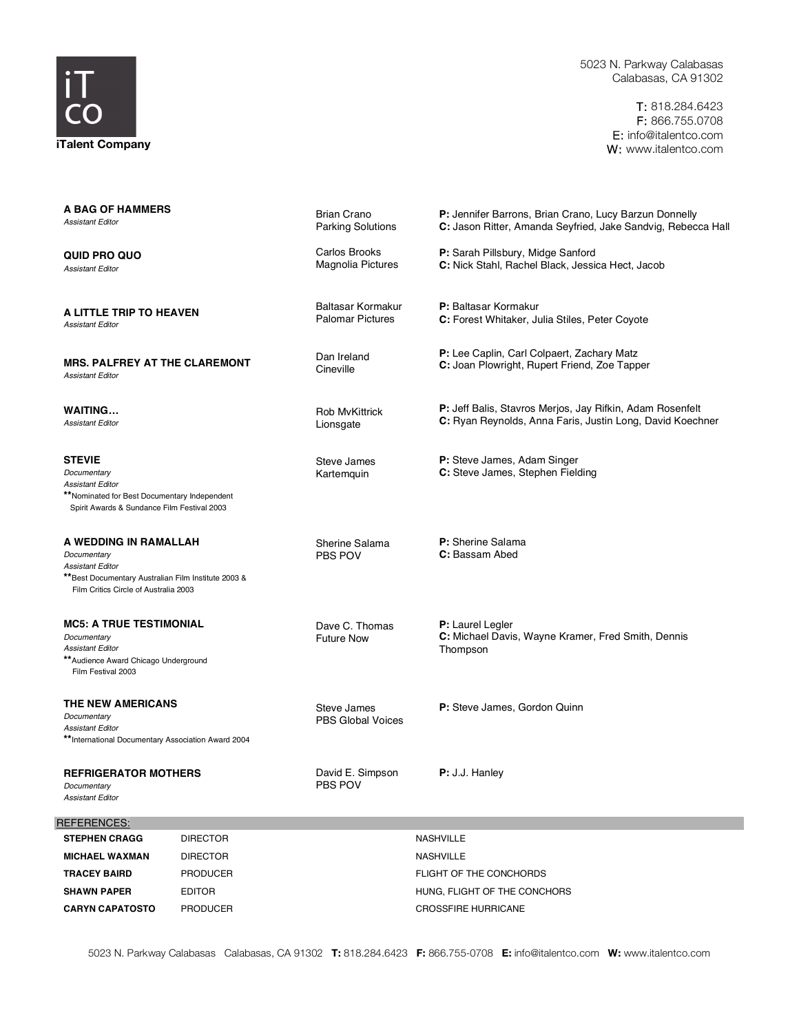iTalent Company

5023 N. Parkway Calabasas
Calabasas, CA 91302

T: 818.284.6423
F: 866.755.0708
E: info@italentco.com
W: www.italentco.com

| | | |
|---|---|---|
| **A BAG OF HAMMERS**<br>*Assistant Editor* | Brian Crano<br>Parking Solutions | **P:** Jennifer Barrons, Brian Crano, Lucy Barzun Donnelly<br>**C:** Jason Ritter, Amanda Seyfried, Jake Sandvig, Rebecca Hall |
| **QUID PRO QUO**<br>*Assistant Editor* | Carlos Brooks<br>Magnolia Pictures | **P:** Sarah Pillsbury, Midge Sanford<br>**C:** Nick Stahl, Rachel Black, Jessica Hect, Jacob |
| **A LITTLE TRIP TO HEAVEN**<br>*Assistant Editor* | Baltasar Kormakur<br>Palomar Pictures | **P:** Baltasar Kormakur<br>**C:** Forest Whitaker, Julia Stiles, Peter Coyote |
| **MRS. PALFREY AT THE CLAREMONT**<br>*Assistant Editor* | Dan Ireland<br>Cineville | **P:** Lee Caplin, Carl Colpaert, Zachary Matz<br>**C:** Joan Plowright, Rupert Friend, Zoe Tapper |
| **WAITING…**<br>*Assistant Editor* | Rob MvKittrick<br>Lionsgate | **P:** Jeff Balis, Stavros Merjos, Jay Rifkin, Adam Rosenfelt<br>**C:** Ryan Reynolds, Anna Faris, Justin Long, David Koechner |
| **STEVIE**<br>*Documentary*<br>*Assistant Editor*<br>**Nominated for Best Documentary Independent Spirit Awards & Sundance Film Festival 2003 | Steve James<br>Kartemquin | **P:** Steve James, Adam Singer<br>**C:** Steve James, Stephen Fielding |
| **A WEDDING IN RAMALLAH**<br>*Documentary*<br>*Assistant Editor*<br>**Best Documentary Australian Film Institute 2003 & Film Critics Circle of Australia 2003 | Sherine Salama<br>PBS POV | **P:** Sherine Salama<br>**C:** Bassam Abed |
| **MC5: A TRUE TESTIMONIAL**<br>*Documentary*<br>*Assistant Editor*<br>**Audience Award Chicago Underground Film Festival 2003 | Dave C. Thomas<br>Future Now | **P:** Laurel Legler<br>**C:** Michael Davis, Wayne Kramer, Fred Smith, Dennis Thompson |
| **THE NEW AMERICANS**<br>*Documentary*<br>*Assistant Editor*<br>**International Documentary Association Award 2004 | Steve James<br>PBS Global Voices | **P:** Steve James, Gordon Quinn |
| **REFRIGERATOR MOTHERS**<br>*Documentary*<br>*Assistant Editor* | David E. Simpson<br>PBS POV | **P:** J.J. Hanley |

REFERENCES:

| | | |
|---|---|---|
| **STEPHEN CRAGG** | DIRECTOR | NASHVILLE |
| **MICHAEL WAXMAN** | DIRECTOR | NASHVILLE |
| **TRACEY BAIRD** | PRODUCER | FLIGHT OF THE CONCHORDS |
| **SHAWN PAPER** | EDITOR | HUNG, FLIGHT OF THE CONCHORS |
| **CARYN CAPATOSTO** | PRODUCER | CROSSFIRE HURRICANE |